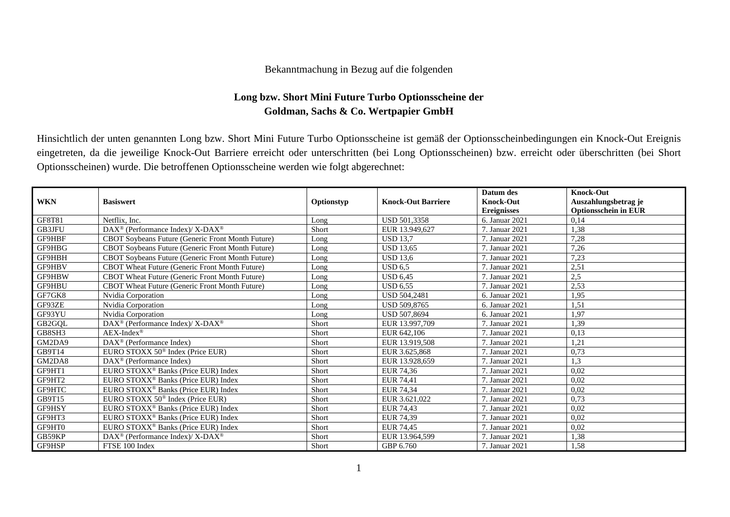Bekanntmachung in Bezug auf die folgenden

**Long bzw. Short Mini Future Turbo Optionsscheine der Goldman, Sachs & Co. Wertpapier GmbH**

Hinsichtlich der unten genannten Long bzw. Short Mini Future Turbo Optionsscheine ist gemäß der Optionsscheinbedingungen ein Knock-Out Ereignis eingetreten, da die jeweilige Knock-Out Barriere erreicht oder unterschritten (bei Long Optionsscheinen) bzw. erreicht oder überschritten (bei Short Optionsscheinen) wurde. Die betroffenen Optionsscheine werden wie folgt abgerechnet:

| WKN | Basiswert | Optionstyp | Knock-Out Barriere | Datum des Knock-Out Ereignisses | Knock-Out Auszahlungsbetrag je Optionsschein in EUR |
|---|---|---|---|---|---|
| GF8T81 | Netflix, Inc. | Long | USD 501,3358 | 6. Januar 2021 | 0,14 |
| GB3JFU | DAX® (Performance Index)/ X-DAX® | Short | EUR 13.949,627 | 7. Januar 2021 | 1,38 |
| GF9HBF | CBOT Soybeans Future (Generic Front Month Future) | Long | USD 13,7 | 7. Januar 2021 | 7,28 |
| GF9HBG | CBOT Soybeans Future (Generic Front Month Future) | Long | USD 13,65 | 7. Januar 2021 | 7,26 |
| GF9HBH | CBOT Soybeans Future (Generic Front Month Future) | Long | USD 13,6 | 7. Januar 2021 | 7,23 |
| GF9HBV | CBOT Wheat Future (Generic Front Month Future) | Long | USD 6,5 | 7. Januar 2021 | 2,51 |
| GF9HBW | CBOT Wheat Future (Generic Front Month Future) | Long | USD 6,45 | 7. Januar 2021 | 2,5 |
| GF9HBU | CBOT Wheat Future (Generic Front Month Future) | Long | USD 6,55 | 7. Januar 2021 | 2,53 |
| GF7GK8 | Nvidia Corporation | Long | USD 504,2481 | 6. Januar 2021 | 1,95 |
| GF93ZE | Nvidia Corporation | Long | USD 509,8765 | 6. Januar 2021 | 1,51 |
| GF93YU | Nvidia Corporation | Long | USD 507,8694 | 6. Januar 2021 | 1,97 |
| GB2GQL | DAX® (Performance Index)/ X-DAX® | Short | EUR 13.997,709 | 7. Januar 2021 | 1,39 |
| GB8SH3 | AEX-Index® | Short | EUR 642,106 | 7. Januar 2021 | 0,13 |
| GM2DA9 | DAX® (Performance Index) | Short | EUR 13.919,508 | 7. Januar 2021 | 1,21 |
| GB9T14 | EURO STOXX 50® Index (Price EUR) | Short | EUR 3.625,868 | 7. Januar 2021 | 0,73 |
| GM2DA8 | DAX® (Performance Index) | Short | EUR 13.928,659 | 7. Januar 2021 | 1,3 |
| GF9HT1 | EURO STOXX® Banks (Price EUR) Index | Short | EUR 74,36 | 7. Januar 2021 | 0,02 |
| GF9HT2 | EURO STOXX® Banks (Price EUR) Index | Short | EUR 74,41 | 7. Januar 2021 | 0,02 |
| GF9HTC | EURO STOXX® Banks (Price EUR) Index | Short | EUR 74,34 | 7. Januar 2021 | 0,02 |
| GB9T15 | EURO STOXX 50® Index (Price EUR) | Short | EUR 3.621,022 | 7. Januar 2021 | 0,73 |
| GF9HSY | EURO STOXX® Banks (Price EUR) Index | Short | EUR 74,43 | 7. Januar 2021 | 0,02 |
| GF9HT3 | EURO STOXX® Banks (Price EUR) Index | Short | EUR 74,39 | 7. Januar 2021 | 0,02 |
| GF9HT0 | EURO STOXX® Banks (Price EUR) Index | Short | EUR 74,45 | 7. Januar 2021 | 0,02 |
| GB59KP | DAX® (Performance Index)/ X-DAX® | Short | EUR 13.964,599 | 7. Januar 2021 | 1,38 |
| GF9HSP | FTSE 100 Index | Short | GBP 6.760 | 7. Januar 2021 | 1,58 |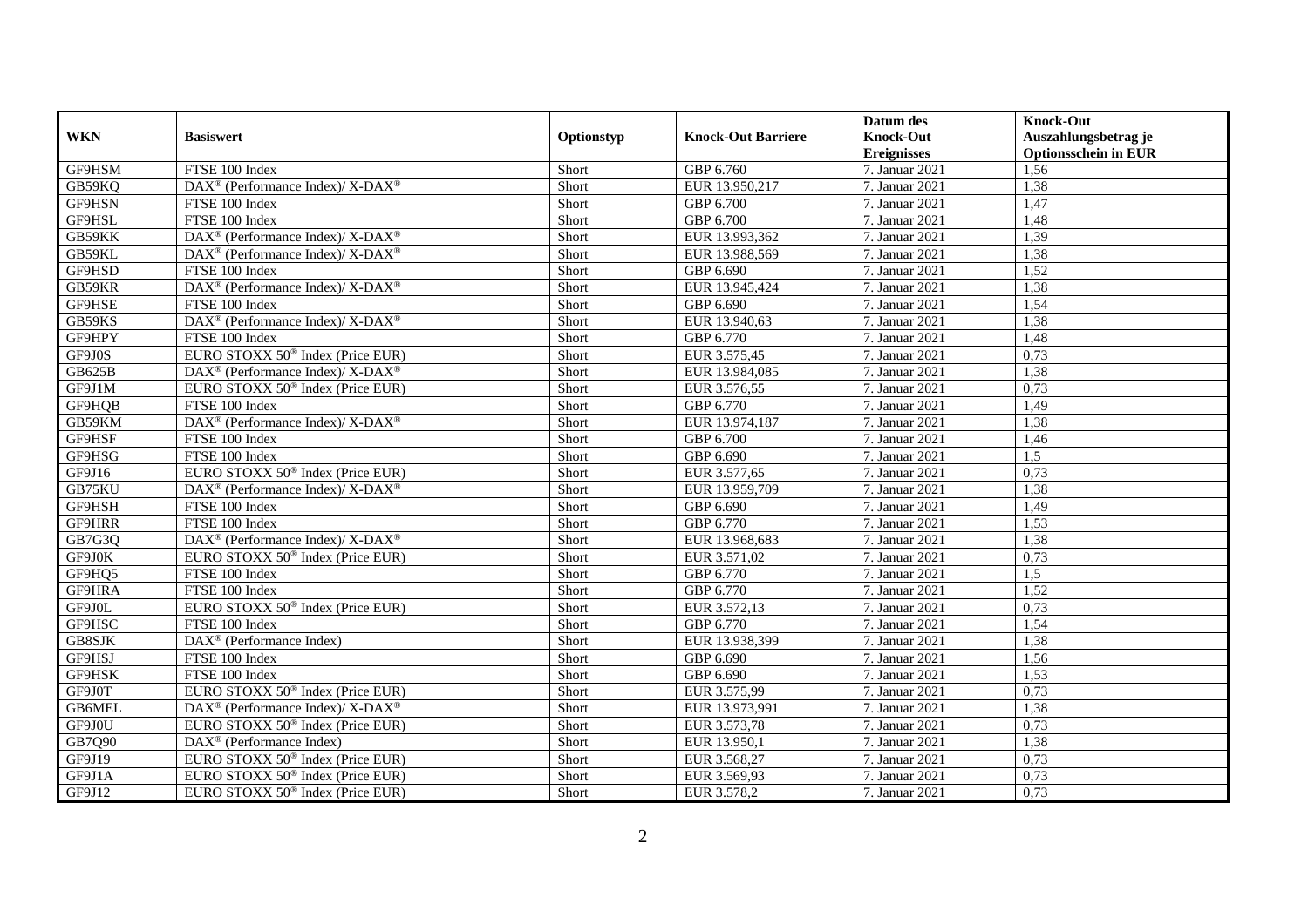| WKN | Basiswert | Optionstyp | Knock-Out Barriere | Datum des Knock-Out Ereignisses | Knock-Out Auszahlungsbetrag je Optionsschein in EUR |
|---|---|---|---|---|---|
| GF9HSM | FTSE 100 Index | Short | GBP 6.760 | 7. Januar 2021 | 1,56 |
| GB59KQ | DAX® (Performance Index)/ X-DAX® | Short | EUR 13.950,217 | 7. Januar 2021 | 1,38 |
| GF9HSN | FTSE 100 Index | Short | GBP 6.700 | 7. Januar 2021 | 1,47 |
| GF9HSL | FTSE 100 Index | Short | GBP 6.700 | 7. Januar 2021 | 1,48 |
| GB59KK | DAX® (Performance Index)/ X-DAX® | Short | EUR 13.993,362 | 7. Januar 2021 | 1,39 |
| GB59KL | DAX® (Performance Index)/ X-DAX® | Short | EUR 13.988,569 | 7. Januar 2021 | 1,38 |
| GF9HSD | FTSE 100 Index | Short | GBP 6.690 | 7. Januar 2021 | 1,52 |
| GB59KR | DAX® (Performance Index)/ X-DAX® | Short | EUR 13.945,424 | 7. Januar 2021 | 1,38 |
| GF9HSE | FTSE 100 Index | Short | GBP 6.690 | 7. Januar 2021 | 1,54 |
| GB59KS | DAX® (Performance Index)/ X-DAX® | Short | EUR 13.940,63 | 7. Januar 2021 | 1,38 |
| GF9HPY | FTSE 100 Index | Short | GBP 6.770 | 7. Januar 2021 | 1,48 |
| GF9J0S | EURO STOXX 50® Index (Price EUR) | Short | EUR 3.575,45 | 7. Januar 2021 | 0,73 |
| GB625B | DAX® (Performance Index)/ X-DAX® | Short | EUR 13.984,085 | 7. Januar 2021 | 1,38 |
| GF9J1M | EURO STOXX 50® Index (Price EUR) | Short | EUR 3.576,55 | 7. Januar 2021 | 0,73 |
| GF9HQB | FTSE 100 Index | Short | GBP 6.770 | 7. Januar 2021 | 1,49 |
| GB59KM | DAX® (Performance Index)/ X-DAX® | Short | EUR 13.974,187 | 7. Januar 2021 | 1,38 |
| GF9HSF | FTSE 100 Index | Short | GBP 6.700 | 7. Januar 2021 | 1,46 |
| GF9HSG | FTSE 100 Index | Short | GBP 6.690 | 7. Januar 2021 | 1,5 |
| GF9J16 | EURO STOXX 50® Index (Price EUR) | Short | EUR 3.577,65 | 7. Januar 2021 | 0,73 |
| GB75KU | DAX® (Performance Index)/ X-DAX® | Short | EUR 13.959,709 | 7. Januar 2021 | 1,38 |
| GF9HSH | FTSE 100 Index | Short | GBP 6.690 | 7. Januar 2021 | 1,49 |
| GF9HRR | FTSE 100 Index | Short | GBP 6.770 | 7. Januar 2021 | 1,53 |
| GB7G3Q | DAX® (Performance Index)/ X-DAX® | Short | EUR 13.968,683 | 7. Januar 2021 | 1,38 |
| GF9J0K | EURO STOXX 50® Index (Price EUR) | Short | EUR 3.571,02 | 7. Januar 2021 | 0,73 |
| GF9HQ5 | FTSE 100 Index | Short | GBP 6.770 | 7. Januar 2021 | 1,5 |
| GF9HRA | FTSE 100 Index | Short | GBP 6.770 | 7. Januar 2021 | 1,52 |
| GF9J0L | EURO STOXX 50® Index (Price EUR) | Short | EUR 3.572,13 | 7. Januar 2021 | 0,73 |
| GF9HSC | FTSE 100 Index | Short | GBP 6.770 | 7. Januar 2021 | 1,54 |
| GB8SJK | DAX® (Performance Index) | Short | EUR 13.938,399 | 7. Januar 2021 | 1,38 |
| GF9HSJ | FTSE 100 Index | Short | GBP 6.690 | 7. Januar 2021 | 1,56 |
| GF9HSK | FTSE 100 Index | Short | GBP 6.690 | 7. Januar 2021 | 1,53 |
| GF9J0T | EURO STOXX 50® Index (Price EUR) | Short | EUR 3.575,99 | 7. Januar 2021 | 0,73 |
| GB6MEL | DAX® (Performance Index)/ X-DAX® | Short | EUR 13.973,991 | 7. Januar 2021 | 1,38 |
| GF9J0U | EURO STOXX 50® Index (Price EUR) | Short | EUR 3.573,78 | 7. Januar 2021 | 0,73 |
| GB7Q90 | DAX® (Performance Index) | Short | EUR 13.950,1 | 7. Januar 2021 | 1,38 |
| GF9J19 | EURO STOXX 50® Index (Price EUR) | Short | EUR 3.568,27 | 7. Januar 2021 | 0,73 |
| GF9J1A | EURO STOXX 50® Index (Price EUR) | Short | EUR 3.569,93 | 7. Januar 2021 | 0,73 |
| GF9J12 | EURO STOXX 50® Index (Price EUR) | Short | EUR 3.578,2 | 7. Januar 2021 | 0,73 |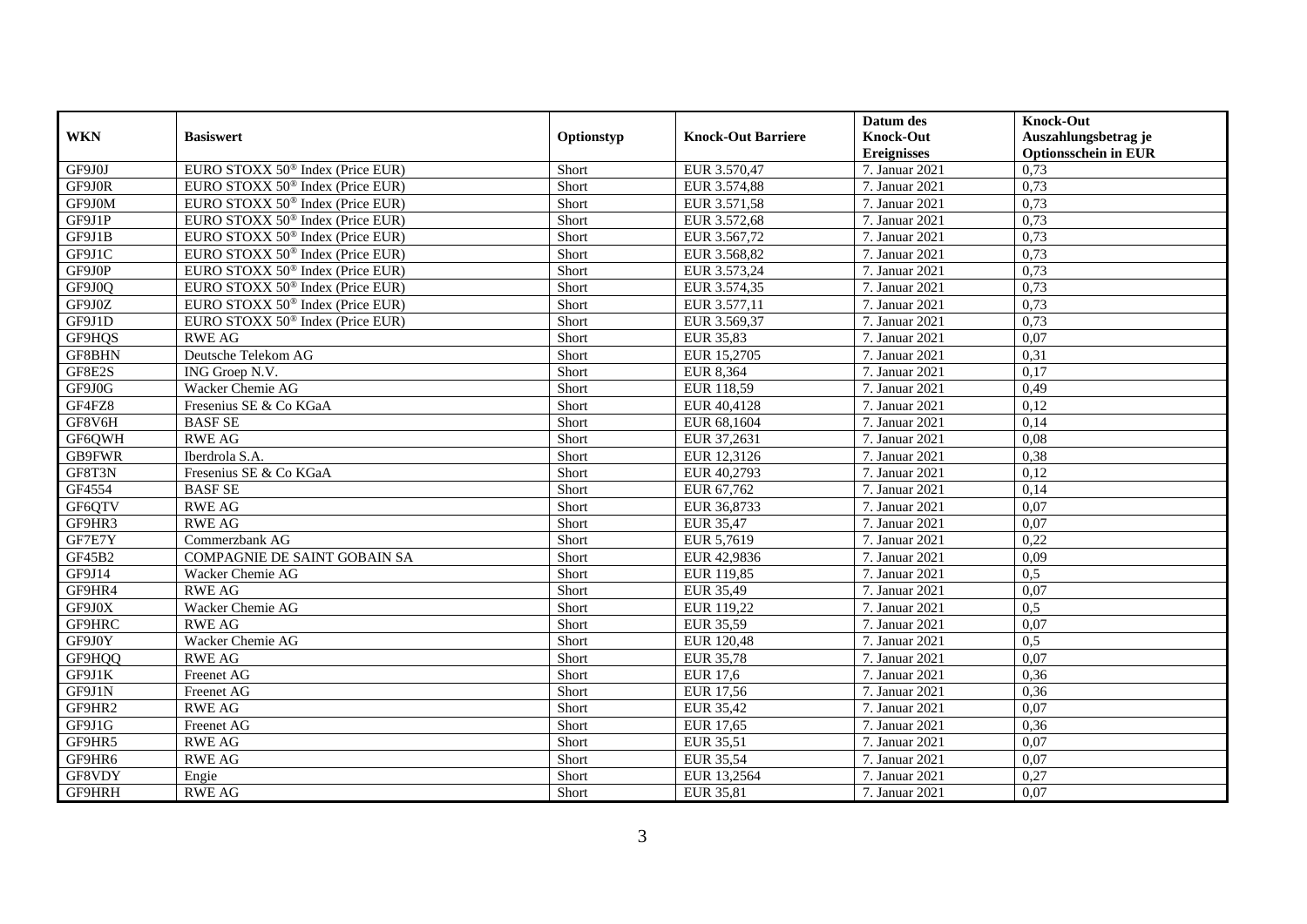| WKN | Basiswert | Optionstyp | Knock-Out Barriere | Datum des Knock-Out Ereignisses | Knock-Out Auszahlungsbetrag je Optionsschein in EUR |
|---|---|---|---|---|---|
| GF9J0J | EURO STOXX 50® Index (Price EUR) | Short | EUR 3.570,47 | 7. Januar 2021 | 0,73 |
| GF9J0R | EURO STOXX 50® Index (Price EUR) | Short | EUR 3.574,88 | 7. Januar 2021 | 0,73 |
| GF9J0M | EURO STOXX 50® Index (Price EUR) | Short | EUR 3.571,58 | 7. Januar 2021 | 0,73 |
| GF9J1P | EURO STOXX 50® Index (Price EUR) | Short | EUR 3.572,68 | 7. Januar 2021 | 0,73 |
| GF9J1B | EURO STOXX 50® Index (Price EUR) | Short | EUR 3.567,72 | 7. Januar 2021 | 0,73 |
| GF9J1C | EURO STOXX 50® Index (Price EUR) | Short | EUR 3.568,82 | 7. Januar 2021 | 0,73 |
| GF9J0P | EURO STOXX 50® Index (Price EUR) | Short | EUR 3.573,24 | 7. Januar 2021 | 0,73 |
| GF9J0Q | EURO STOXX 50® Index (Price EUR) | Short | EUR 3.574,35 | 7. Januar 2021 | 0,73 |
| GF9J0Z | EURO STOXX 50® Index (Price EUR) | Short | EUR 3.577,11 | 7. Januar 2021 | 0,73 |
| GF9J1D | EURO STOXX 50® Index (Price EUR) | Short | EUR 3.569,37 | 7. Januar 2021 | 0,73 |
| GF9HQS | RWE AG | Short | EUR 35,83 | 7. Januar 2021 | 0,07 |
| GF8BHN | Deutsche Telekom AG | Short | EUR 15,2705 | 7. Januar 2021 | 0,31 |
| GF8E2S | ING Groep N.V. | Short | EUR 8,364 | 7. Januar 2021 | 0,17 |
| GF9J0G | Wacker Chemie AG | Short | EUR 118,59 | 7. Januar 2021 | 0,49 |
| GF4FZ8 | Fresenius SE & Co KGaA | Short | EUR 40,4128 | 7. Januar 2021 | 0,12 |
| GF8V6H | BASF SE | Short | EUR 68,1604 | 7. Januar 2021 | 0,14 |
| GF6QWH | RWE AG | Short | EUR 37,2631 | 7. Januar 2021 | 0,08 |
| GB9FWR | Iberdrola S.A. | Short | EUR 12,3126 | 7. Januar 2021 | 0,38 |
| GF8T3N | Fresenius SE & Co KGaA | Short | EUR 40,2793 | 7. Januar 2021 | 0,12 |
| GF4554 | BASF SE | Short | EUR 67,762 | 7. Januar 2021 | 0,14 |
| GF6QTV | RWE AG | Short | EUR 36,8733 | 7. Januar 2021 | 0,07 |
| GF9HR3 | RWE AG | Short | EUR 35,47 | 7. Januar 2021 | 0,07 |
| GF7E7Y | Commerzbank AG | Short | EUR 5,7619 | 7. Januar 2021 | 0,22 |
| GF45B2 | COMPAGNIE DE SAINT GOBAIN SA | Short | EUR 42,9836 | 7. Januar 2021 | 0,09 |
| GF9J14 | Wacker Chemie AG | Short | EUR 119,85 | 7. Januar 2021 | 0,5 |
| GF9HR4 | RWE AG | Short | EUR 35,49 | 7. Januar 2021 | 0,07 |
| GF9J0X | Wacker Chemie AG | Short | EUR 119,22 | 7. Januar 2021 | 0,5 |
| GF9HRC | RWE AG | Short | EUR 35,59 | 7. Januar 2021 | 0,07 |
| GF9J0Y | Wacker Chemie AG | Short | EUR 120,48 | 7. Januar 2021 | 0,5 |
| GF9HQQ | RWE AG | Short | EUR 35,78 | 7. Januar 2021 | 0,07 |
| GF9J1K | Freenet AG | Short | EUR 17,6 | 7. Januar 2021 | 0,36 |
| GF9J1N | Freenet AG | Short | EUR 17,56 | 7. Januar 2021 | 0,36 |
| GF9HR2 | RWE AG | Short | EUR 35,42 | 7. Januar 2021 | 0,07 |
| GF9J1G | Freenet AG | Short | EUR 17,65 | 7. Januar 2021 | 0,36 |
| GF9HR5 | RWE AG | Short | EUR 35,51 | 7. Januar 2021 | 0,07 |
| GF9HR6 | RWE AG | Short | EUR 35,54 | 7. Januar 2021 | 0,07 |
| GF8VDY | Engie | Short | EUR 13,2564 | 7. Januar 2021 | 0,27 |
| GF9HRH | RWE AG | Short | EUR 35,81 | 7. Januar 2021 | 0,07 |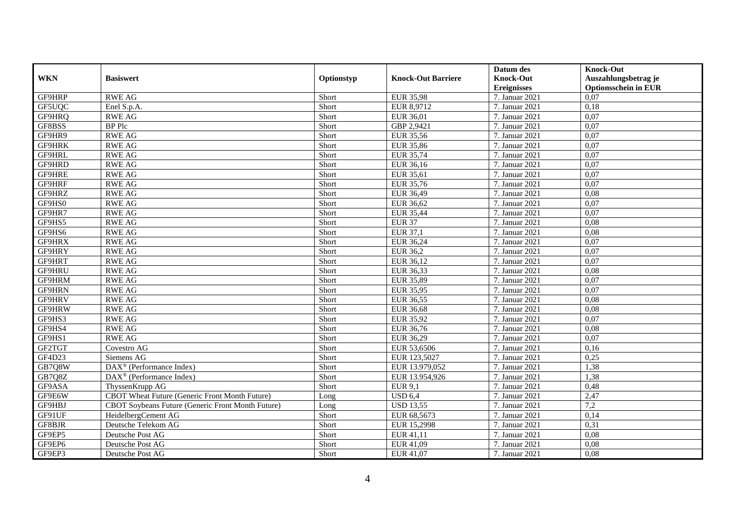| WKN | Basiswert | Optionstyp | Knock-Out Barriere | Datum des Knock-Out Ereignisses | Knock-Out Auszahlungsbetrag je Optionsschein in EUR |
|---|---|---|---|---|---|
| GF9HRP | RWE AG | Short | EUR 35,98 | 7. Januar 2021 | 0,07 |
| GF5UQC | Enel S.p.A. | Short | EUR 8,9712 | 7. Januar 2021 | 0,18 |
| GF9HRQ | RWE AG | Short | EUR 36,01 | 7. Januar 2021 | 0,07 |
| GF8BSS | BP Plc | Short | GBP 2,9421 | 7. Januar 2021 | 0,07 |
| GF9HR9 | RWE AG | Short | EUR 35,56 | 7. Januar 2021 | 0,07 |
| GF9HRK | RWE AG | Short | EUR 35,86 | 7. Januar 2021 | 0,07 |
| GF9HRL | RWE AG | Short | EUR 35,74 | 7. Januar 2021 | 0,07 |
| GF9HRD | RWE AG | Short | EUR 36,16 | 7. Januar 2021 | 0,07 |
| GF9HRE | RWE AG | Short | EUR 35,61 | 7. Januar 2021 | 0,07 |
| GF9HRF | RWE AG | Short | EUR 35,76 | 7. Januar 2021 | 0,07 |
| GF9HRZ | RWE AG | Short | EUR 36,49 | 7. Januar 2021 | 0,08 |
| GF9HS0 | RWE AG | Short | EUR 36,62 | 7. Januar 2021 | 0,07 |
| GF9HR7 | RWE AG | Short | EUR 35,44 | 7. Januar 2021 | 0,07 |
| GF9HS5 | RWE AG | Short | EUR 37 | 7. Januar 2021 | 0,08 |
| GF9HS6 | RWE AG | Short | EUR 37,1 | 7. Januar 2021 | 0,08 |
| GF9HRX | RWE AG | Short | EUR 36,24 | 7. Januar 2021 | 0,07 |
| GF9HRY | RWE AG | Short | EUR 36,2 | 7. Januar 2021 | 0,07 |
| GF9HRT | RWE AG | Short | EUR 36,12 | 7. Januar 2021 | 0,07 |
| GF9HRU | RWE AG | Short | EUR 36,33 | 7. Januar 2021 | 0,08 |
| GF9HRM | RWE AG | Short | EUR 35,89 | 7. Januar 2021 | 0,07 |
| GF9HRN | RWE AG | Short | EUR 35,95 | 7. Januar 2021 | 0,07 |
| GF9HRV | RWE AG | Short | EUR 36,55 | 7. Januar 2021 | 0,08 |
| GF9HRW | RWE AG | Short | EUR 36,68 | 7. Januar 2021 | 0,08 |
| GF9HS3 | RWE AG | Short | EUR 35,92 | 7. Januar 2021 | 0,07 |
| GF9HS4 | RWE AG | Short | EUR 36,76 | 7. Januar 2021 | 0,08 |
| GF9HS1 | RWE AG | Short | EUR 36,29 | 7. Januar 2021 | 0,07 |
| GF2TGT | Covestro AG | Short | EUR 53,6506 | 7. Januar 2021 | 0,16 |
| GF4D23 | Siemens AG | Short | EUR 123,5027 | 7. Januar 2021 | 0,25 |
| GB7Q8W | DAX® (Performance Index) | Short | EUR 13.979,052 | 7. Januar 2021 | 1,38 |
| GB7Q8Z | DAX® (Performance Index) | Short | EUR 13.954,926 | 7. Januar 2021 | 1,38 |
| GF9ASA | ThyssenKrupp AG | Short | EUR 9,1 | 7. Januar 2021 | 0,48 |
| GF9E6W | CBOT Wheat Future (Generic Front Month Future) | Long | USD 6,4 | 7. Januar 2021 | 2,47 |
| GF9HBJ | CBOT Soybeans Future (Generic Front Month Future) | Long | USD 13,55 | 7. Januar 2021 | 7,2 |
| GF91UF | HeidelbergCement AG | Short | EUR 68,5673 | 7. Januar 2021 | 0,14 |
| GF8BJR | Deutsche Telekom AG | Short | EUR 15,2998 | 7. Januar 2021 | 0,31 |
| GF9EP5 | Deutsche Post AG | Short | EUR 41,11 | 7. Januar 2021 | 0,08 |
| GF9EP6 | Deutsche Post AG | Short | EUR 41,09 | 7. Januar 2021 | 0,08 |
| GF9EP3 | Deutsche Post AG | Short | EUR 41,07 | 7. Januar 2021 | 0,08 |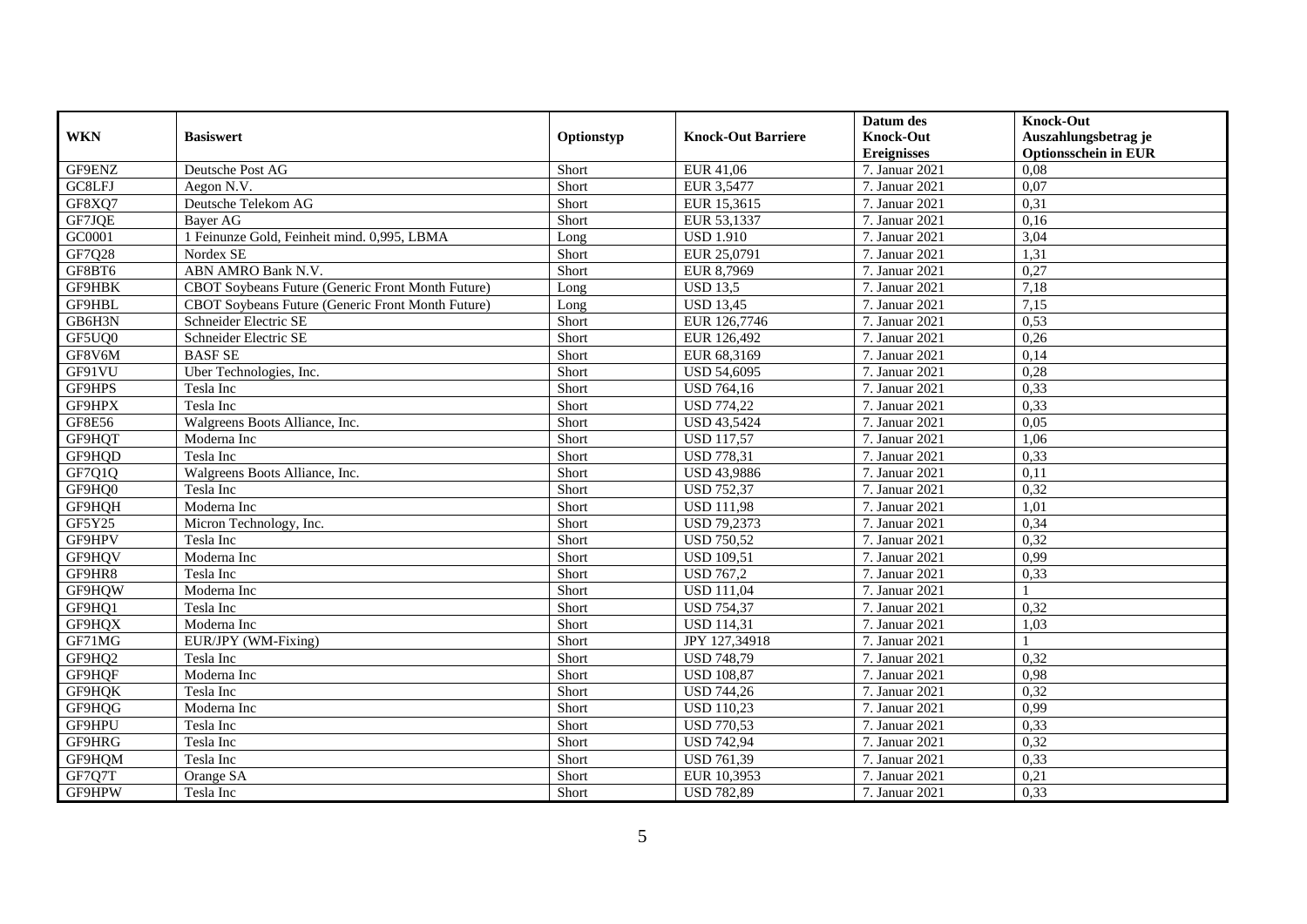| WKN | Basiswert | Optionstyp | Knock-Out Barriere | Datum des Knock-Out Ereignisses | Knock-Out Auszahlungsbetrag je Optionsschein in EUR |
|---|---|---|---|---|---|
| GF9ENZ | Deutsche Post AG | Short | EUR 41,06 | 7. Januar 2021 | 0,08 |
| GC8LFJ | Aegon N.V. | Short | EUR 3,5477 | 7. Januar 2021 | 0,07 |
| GF8XQ7 | Deutsche Telekom AG | Short | EUR 15,3615 | 7. Januar 2021 | 0,31 |
| GF7JQE | Bayer AG | Short | EUR 53,1337 | 7. Januar 2021 | 0,16 |
| GC0001 | 1 Feinunze Gold, Feinheit mind. 0,995, LBMA | Long | USD 1.910 | 7. Januar 2021 | 3,04 |
| GF7Q28 | Nordex SE | Short | EUR 25,0791 | 7. Januar 2021 | 1,31 |
| GF8BT6 | ABN AMRO Bank N.V. | Short | EUR 8,7969 | 7. Januar 2021 | 0,27 |
| GF9HBK | CBOT Soybeans Future (Generic Front Month Future) | Long | USD 13,5 | 7. Januar 2021 | 7,18 |
| GF9HBL | CBOT Soybeans Future (Generic Front Month Future) | Long | USD 13,45 | 7. Januar 2021 | 7,15 |
| GB6H3N | Schneider Electric SE | Short | EUR 126,7746 | 7. Januar 2021 | 0,53 |
| GF5UQ0 | Schneider Electric SE | Short | EUR 126,492 | 7. Januar 2021 | 0,26 |
| GF8V6M | BASF SE | Short | EUR 68,3169 | 7. Januar 2021 | 0,14 |
| GF91VU | Uber Technologies, Inc. | Short | USD 54,6095 | 7. Januar 2021 | 0,28 |
| GF9HPS | Tesla Inc | Short | USD 764,16 | 7. Januar 2021 | 0,33 |
| GF9HPX | Tesla Inc | Short | USD 774,22 | 7. Januar 2021 | 0,33 |
| GF8E56 | Walgreens Boots Alliance, Inc. | Short | USD 43,5424 | 7. Januar 2021 | 0,05 |
| GF9HQT | Moderna Inc | Short | USD 117,57 | 7. Januar 2021 | 1,06 |
| GF9HQD | Tesla Inc | Short | USD 778,31 | 7. Januar 2021 | 0,33 |
| GF7Q1Q | Walgreens Boots Alliance, Inc. | Short | USD 43,9886 | 7. Januar 2021 | 0,11 |
| GF9HQ0 | Tesla Inc | Short | USD 752,37 | 7. Januar 2021 | 0,32 |
| GF9HQH | Moderna Inc | Short | USD 111,98 | 7. Januar 2021 | 1,01 |
| GF5Y25 | Micron Technology, Inc. | Short | USD 79,2373 | 7. Januar 2021 | 0,34 |
| GF9HPV | Tesla Inc | Short | USD 750,52 | 7. Januar 2021 | 0,32 |
| GF9HQV | Moderna Inc | Short | USD 109,51 | 7. Januar 2021 | 0,99 |
| GF9HR8 | Tesla Inc | Short | USD 767,2 | 7. Januar 2021 | 0,33 |
| GF9HQW | Moderna Inc | Short | USD 111,04 | 7. Januar 2021 | 1 |
| GF9HQ1 | Tesla Inc | Short | USD 754,37 | 7. Januar 2021 | 0,32 |
| GF9HQX | Moderna Inc | Short | USD 114,31 | 7. Januar 2021 | 1,03 |
| GF71MG | EUR/JPY (WM-Fixing) | Short | JPY 127,34918 | 7. Januar 2021 | 1 |
| GF9HQ2 | Tesla Inc | Short | USD 748,79 | 7. Januar 2021 | 0,32 |
| GF9HQF | Moderna Inc | Short | USD 108,87 | 7. Januar 2021 | 0,98 |
| GF9HQK | Tesla Inc | Short | USD 744,26 | 7. Januar 2021 | 0,32 |
| GF9HQG | Moderna Inc | Short | USD 110,23 | 7. Januar 2021 | 0,99 |
| GF9HPU | Tesla Inc | Short | USD 770,53 | 7. Januar 2021 | 0,33 |
| GF9HRG | Tesla Inc | Short | USD 742,94 | 7. Januar 2021 | 0,32 |
| GF9HQM | Tesla Inc | Short | USD 761,39 | 7. Januar 2021 | 0,33 |
| GF7Q7T | Orange SA | Short | EUR 10,3953 | 7. Januar 2021 | 0,21 |
| GF9HPW | Tesla Inc | Short | USD 782,89 | 7. Januar 2021 | 0,33 |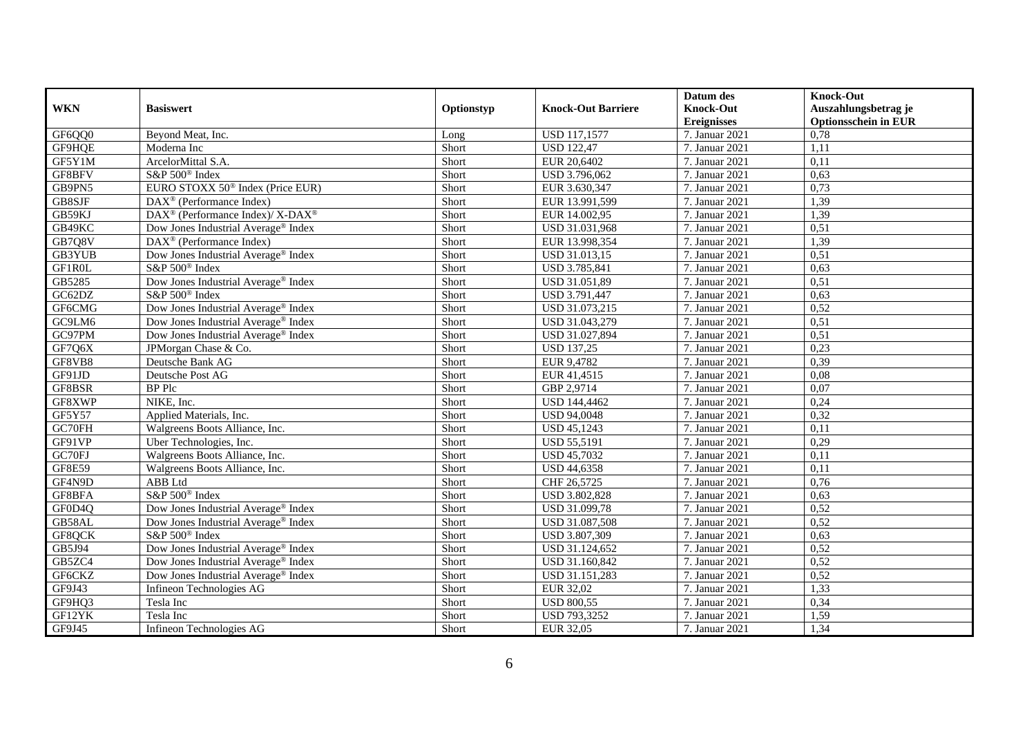| WKN | Basiswert | Optionstyp | Knock-Out Barriere | Datum des Knock-Out Ereignisses | Knock-Out Auszahlungsbetrag je Optionsschein in EUR |
|---|---|---|---|---|---|
| GF6QQ0 | Beyond Meat, Inc. | Long | USD 117,1577 | 7. Januar 2021 | 0,78 |
| GF9HQE | Moderna Inc | Short | USD 122,47 | 7. Januar 2021 | 1,11 |
| GF5Y1M | ArcelorMittal S.A. | Short | EUR 20,6402 | 7. Januar 2021 | 0,11 |
| GF8BFV | S&P 500® Index | Short | USD 3.796,062 | 7. Januar 2021 | 0,63 |
| GB9PN5 | EURO STOXX 50® Index (Price EUR) | Short | EUR 3.630,347 | 7. Januar 2021 | 0,73 |
| GB8SJF | DAX® (Performance Index) | Short | EUR 13.991,599 | 7. Januar 2021 | 1,39 |
| GB59KJ | DAX® (Performance Index)/ X-DAX® | Short | EUR 14.002,95 | 7. Januar 2021 | 1,39 |
| GB49KC | Dow Jones Industrial Average® Index | Short | USD 31.031,968 | 7. Januar 2021 | 0,51 |
| GB7Q8V | DAX® (Performance Index) | Short | EUR 13.998,354 | 7. Januar 2021 | 1,39 |
| GB3YUB | Dow Jones Industrial Average® Index | Short | USD 31.013,15 | 7. Januar 2021 | 0,51 |
| GF1R0L | S&P 500® Index | Short | USD 3.785,841 | 7. Januar 2021 | 0,63 |
| GB5285 | Dow Jones Industrial Average® Index | Short | USD 31.051,89 | 7. Januar 2021 | 0,51 |
| GC62DZ | S&P 500® Index | Short | USD 3.791,447 | 7. Januar 2021 | 0,63 |
| GF6CMG | Dow Jones Industrial Average® Index | Short | USD 31.073,215 | 7. Januar 2021 | 0,52 |
| GC9LM6 | Dow Jones Industrial Average® Index | Short | USD 31.043,279 | 7. Januar 2021 | 0,51 |
| GC97PM | Dow Jones Industrial Average® Index | Short | USD 31.027,894 | 7. Januar 2021 | 0,51 |
| GF7Q6X | JPMorgan Chase & Co. | Short | USD 137,25 | 7. Januar 2021 | 0,23 |
| GF8VB8 | Deutsche Bank AG | Short | EUR 9,4782 | 7. Januar 2021 | 0,39 |
| GF91JD | Deutsche Post AG | Short | EUR 41,4515 | 7. Januar 2021 | 0,08 |
| GF8BSR | BP Plc | Short | GBP 2,9714 | 7. Januar 2021 | 0,07 |
| GF8XWP | NIKE, Inc. | Short | USD 144,4462 | 7. Januar 2021 | 0,24 |
| GF5Y57 | Applied Materials, Inc. | Short | USD 94,0048 | 7. Januar 2021 | 0,32 |
| GC70FH | Walgreens Boots Alliance, Inc. | Short | USD 45,1243 | 7. Januar 2021 | 0,11 |
| GF91VP | Uber Technologies, Inc. | Short | USD 55,5191 | 7. Januar 2021 | 0,29 |
| GC70FJ | Walgreens Boots Alliance, Inc. | Short | USD 45,7032 | 7. Januar 2021 | 0,11 |
| GF8E59 | Walgreens Boots Alliance, Inc. | Short | USD 44,6358 | 7. Januar 2021 | 0,11 |
| GF4N9D | ABB Ltd | Short | CHF 26,5725 | 7. Januar 2021 | 0,76 |
| GF8BFA | S&P 500® Index | Short | USD 3.802,828 | 7. Januar 2021 | 0,63 |
| GF0D4Q | Dow Jones Industrial Average® Index | Short | USD 31.099,78 | 7. Januar 2021 | 0,52 |
| GB58AL | Dow Jones Industrial Average® Index | Short | USD 31.087,508 | 7. Januar 2021 | 0,52 |
| GF8QCK | S&P 500® Index | Short | USD 3.807,309 | 7. Januar 2021 | 0,63 |
| GB5J94 | Dow Jones Industrial Average® Index | Short | USD 31.124,652 | 7. Januar 2021 | 0,52 |
| GB5ZC4 | Dow Jones Industrial Average® Index | Short | USD 31.160,842 | 7. Januar 2021 | 0,52 |
| GF6CKZ | Dow Jones Industrial Average® Index | Short | USD 31.151,283 | 7. Januar 2021 | 0,52 |
| GF9J43 | Infineon Technologies AG | Short | EUR 32,02 | 7. Januar 2021 | 1,33 |
| GF9HQ3 | Tesla Inc | Short | USD 800,55 | 7. Januar 2021 | 0,34 |
| GF12YK | Tesla Inc | Short | USD 793,3252 | 7. Januar 2021 | 1,59 |
| GF9J45 | Infineon Technologies AG | Short | EUR 32,05 | 7. Januar 2021 | 1,34 |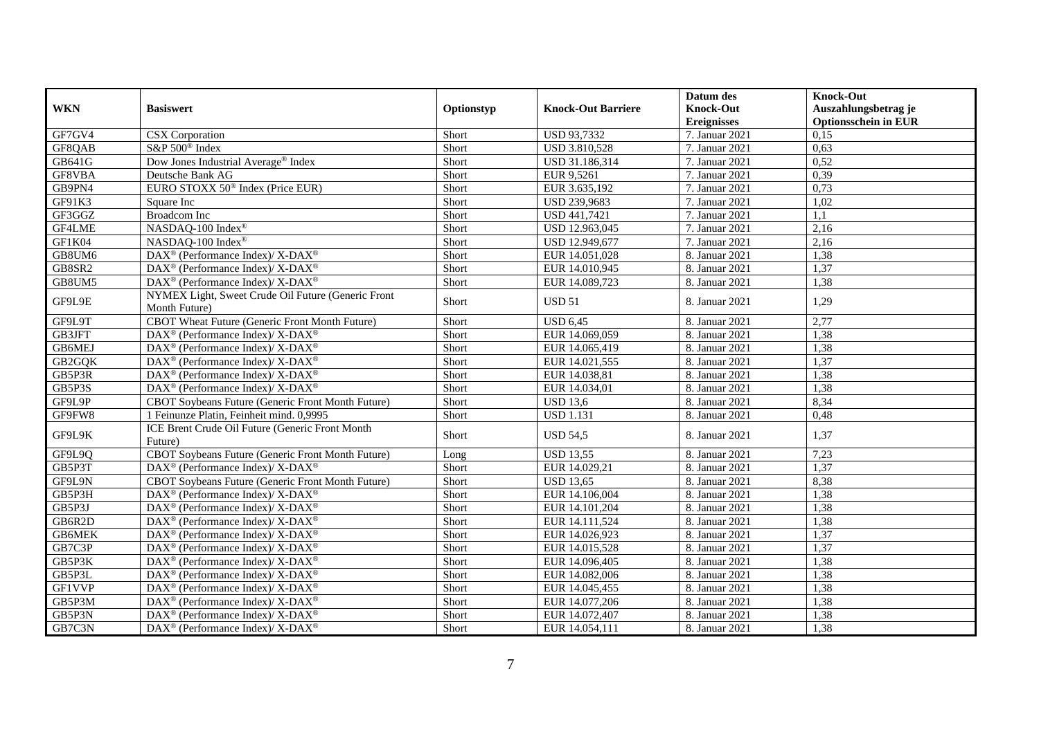| WKN | Basiswert | Optionstyp | Knock-Out Barriere | Datum des Knock-Out Ereignisses | Knock-Out Auszahlungsbetrag je Optionsschein in EUR |
|---|---|---|---|---|---|
| GF7GV4 | CSX Corporation | Short | USD 93,7332 | 7. Januar 2021 | 0,15 |
| GF8QAB | S&P 500® Index | Short | USD 3.810,528 | 7. Januar 2021 | 0,63 |
| GB641G | Dow Jones Industrial Average® Index | Short | USD 31.186,314 | 7. Januar 2021 | 0,52 |
| GF8VBA | Deutsche Bank AG | Short | EUR 9,5261 | 7. Januar 2021 | 0,39 |
| GB9PN4 | EURO STOXX 50® Index (Price EUR) | Short | EUR 3.635,192 | 7. Januar 2021 | 0,73 |
| GF91K3 | Square Inc | Short | USD 239,9683 | 7. Januar 2021 | 1,02 |
| GF3GGZ | Broadcom Inc | Short | USD 441,7421 | 7. Januar 2021 | 1,1 |
| GF4LME | NASDAQ-100 Index® | Short | USD 12.963,045 | 7. Januar 2021 | 2,16 |
| GF1K04 | NASDAQ-100 Index® | Short | USD 12.949,677 | 7. Januar 2021 | 2,16 |
| GB8UM6 | DAX® (Performance Index)/ X-DAX® | Short | EUR 14.051,028 | 8. Januar 2021 | 1,38 |
| GB8SR2 | DAX® (Performance Index)/ X-DAX® | Short | EUR 14.010,945 | 8. Januar 2021 | 1,37 |
| GB8UM5 | DAX® (Performance Index)/ X-DAX® | Short | EUR 14.089,723 | 8. Januar 2021 | 1,38 |
| GF9L9E | NYMEX Light, Sweet Crude Oil Future (Generic Front Month Future) | Short | USD 51 | 8. Januar 2021 | 1,29 |
| GF9L9T | CBOT Wheat Future (Generic Front Month Future) | Short | USD 6,45 | 8. Januar 2021 | 2,77 |
| GB3JFT | DAX® (Performance Index)/ X-DAX® | Short | EUR 14.069,059 | 8. Januar 2021 | 1,38 |
| GB6MEJ | DAX® (Performance Index)/ X-DAX® | Short | EUR 14.065,419 | 8. Januar 2021 | 1,38 |
| GB2GQK | DAX® (Performance Index)/ X-DAX® | Short | EUR 14.021,555 | 8. Januar 2021 | 1,37 |
| GB5P3R | DAX® (Performance Index)/ X-DAX® | Short | EUR 14.038,81 | 8. Januar 2021 | 1,38 |
| GB5P3S | DAX® (Performance Index)/ X-DAX® | Short | EUR 14.034,01 | 8. Januar 2021 | 1,38 |
| GF9L9P | CBOT Soybeans Future (Generic Front Month Future) | Short | USD 13,6 | 8. Januar 2021 | 8,34 |
| GF9FW8 | 1 Feinunze Platin, Feinheit mind. 0,9995 | Short | USD 1.131 | 8. Januar 2021 | 0,48 |
| GF9L9K | ICE Brent Crude Oil Future (Generic Front Month Future) | Short | USD 54,5 | 8. Januar 2021 | 1,37 |
| GF9L9Q | CBOT Soybeans Future (Generic Front Month Future) | Long | USD 13,55 | 8. Januar 2021 | 7,23 |
| GB5P3T | DAX® (Performance Index)/ X-DAX® | Short | EUR 14.029,21 | 8. Januar 2021 | 1,37 |
| GF9L9N | CBOT Soybeans Future (Generic Front Month Future) | Short | USD 13,65 | 8. Januar 2021 | 8,38 |
| GB5P3H | DAX® (Performance Index)/ X-DAX® | Short | EUR 14.106,004 | 8. Januar 2021 | 1,38 |
| GB5P3J | DAX® (Performance Index)/ X-DAX® | Short | EUR 14.101,204 | 8. Januar 2021 | 1,38 |
| GB6R2D | DAX® (Performance Index)/ X-DAX® | Short | EUR 14.111,524 | 8. Januar 2021 | 1,38 |
| GB6MEK | DAX® (Performance Index)/ X-DAX® | Short | EUR 14.026,923 | 8. Januar 2021 | 1,37 |
| GB7C3P | DAX® (Performance Index)/ X-DAX® | Short | EUR 14.015,528 | 8. Januar 2021 | 1,37 |
| GB5P3K | DAX® (Performance Index)/ X-DAX® | Short | EUR 14.096,405 | 8. Januar 2021 | 1,38 |
| GB5P3L | DAX® (Performance Index)/ X-DAX® | Short | EUR 14.082,006 | 8. Januar 2021 | 1,38 |
| GF1VVP | DAX® (Performance Index)/ X-DAX® | Short | EUR 14.045,455 | 8. Januar 2021 | 1,38 |
| GB5P3M | DAX® (Performance Index)/ X-DAX® | Short | EUR 14.077,206 | 8. Januar 2021 | 1,38 |
| GB5P3N | DAX® (Performance Index)/ X-DAX® | Short | EUR 14.072,407 | 8. Januar 2021 | 1,38 |
| GB7C3N | DAX® (Performance Index)/ X-DAX® | Short | EUR 14.054,111 | 8. Januar 2021 | 1,38 |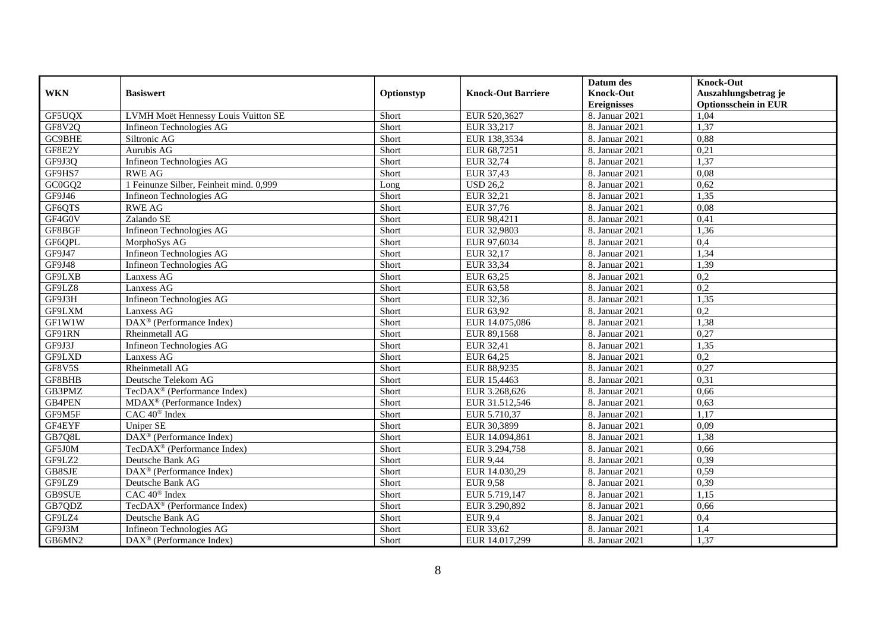| WKN | Basiswert | Optionstyp | Knock-Out Barriere | Datum des Knock-Out Ereignisses | Knock-Out Auszahlungsbetrag je Optionsschein in EUR |
|---|---|---|---|---|---|
| GF5UQX | LVMH Moët Hennessy Louis Vuitton SE | Short | EUR 520,3627 | 8. Januar 2021 | 1,04 |
| GF8V2Q | Infineon Technologies AG | Short | EUR 33,217 | 8. Januar 2021 | 1,37 |
| GC9BHE | Siltronic AG | Short | EUR 138,3534 | 8. Januar 2021 | 0,88 |
| GF8E2Y | Aurubis AG | Short | EUR 68,7251 | 8. Januar 2021 | 0,21 |
| GF9J3Q | Infineon Technologies AG | Short | EUR 32,74 | 8. Januar 2021 | 1,37 |
| GF9HS7 | RWE AG | Short | EUR 37,43 | 8. Januar 2021 | 0,08 |
| GC0GQ2 | 1 Feinunze Silber, Feinheit mind. 0,999 | Long | USD 26,2 | 8. Januar 2021 | 0,62 |
| GF9J46 | Infineon Technologies AG | Short | EUR 32,21 | 8. Januar 2021 | 1,35 |
| GF6QTS | RWE AG | Short | EUR 37,76 | 8. Januar 2021 | 0,08 |
| GF4G0V | Zalando SE | Short | EUR 98,4211 | 8. Januar 2021 | 0,41 |
| GF8BGF | Infineon Technologies AG | Short | EUR 32,9803 | 8. Januar 2021 | 1,36 |
| GF6QPL | MorphoSys AG | Short | EUR 97,6034 | 8. Januar 2021 | 0,4 |
| GF9J47 | Infineon Technologies AG | Short | EUR 32,17 | 8. Januar 2021 | 1,34 |
| GF9J48 | Infineon Technologies AG | Short | EUR 33,34 | 8. Januar 2021 | 1,39 |
| GF9LXB | Lanxess AG | Short | EUR 63,25 | 8. Januar 2021 | 0,2 |
| GF9LZ8 | Lanxess AG | Short | EUR 63,58 | 8. Januar 2021 | 0,2 |
| GF9J3H | Infineon Technologies AG | Short | EUR 32,36 | 8. Januar 2021 | 1,35 |
| GF9LXM | Lanxess AG | Short | EUR 63,92 | 8. Januar 2021 | 0,2 |
| GF1W1W | DAX® (Performance Index) | Short | EUR 14.075,086 | 8. Januar 2021 | 1,38 |
| GF91RN | Rheinmetall AG | Short | EUR 89,1568 | 8. Januar 2021 | 0,27 |
| GF9J3J | Infineon Technologies AG | Short | EUR 32,41 | 8. Januar 2021 | 1,35 |
| GF9LXD | Lanxess AG | Short | EUR 64,25 | 8. Januar 2021 | 0,2 |
| GF8V5S | Rheinmetall AG | Short | EUR 88,9235 | 8. Januar 2021 | 0,27 |
| GF8BHB | Deutsche Telekom AG | Short | EUR 15,4463 | 8. Januar 2021 | 0,31 |
| GB3PMZ | TecDAX® (Performance Index) | Short | EUR 3.268,626 | 8. Januar 2021 | 0,66 |
| GB4PEN | MDAX® (Performance Index) | Short | EUR 31.512,546 | 8. Januar 2021 | 0,63 |
| GF9M5F | CAC 40® Index | Short | EUR 5.710,37 | 8. Januar 2021 | 1,17 |
| GF4EYF | Uniper SE | Short | EUR 30,3899 | 8. Januar 2021 | 0,09 |
| GB7Q8L | DAX® (Performance Index) | Short | EUR 14.094,861 | 8. Januar 2021 | 1,38 |
| GF5J0M | TecDAX® (Performance Index) | Short | EUR 3.294,758 | 8. Januar 2021 | 0,66 |
| GF9LZ2 | Deutsche Bank AG | Short | EUR 9,44 | 8. Januar 2021 | 0,39 |
| GB8SJE | DAX® (Performance Index) | Short | EUR 14.030,29 | 8. Januar 2021 | 0,59 |
| GF9LZ9 | Deutsche Bank AG | Short | EUR 9,58 | 8. Januar 2021 | 0,39 |
| GB9SUE | CAC 40® Index | Short | EUR 5.719,147 | 8. Januar 2021 | 1,15 |
| GB7QDZ | TecDAX® (Performance Index) | Short | EUR 3.290,892 | 8. Januar 2021 | 0,66 |
| GF9LZ4 | Deutsche Bank AG | Short | EUR 9,4 | 8. Januar 2021 | 0,4 |
| GF9J3M | Infineon Technologies AG | Short | EUR 33,62 | 8. Januar 2021 | 1,4 |
| GB6MN2 | DAX® (Performance Index) | Short | EUR 14.017,299 | 8. Januar 2021 | 1,37 |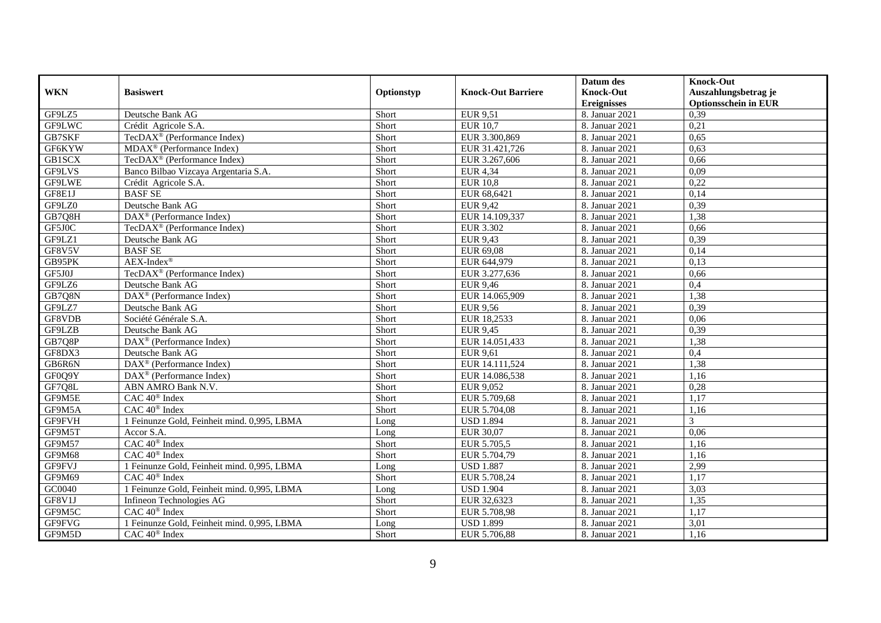| WKN | Basiswert | Optionstyp | Knock-Out Barriere | Datum des Knock-Out Ereignisses | Knock-Out Auszahlungsbetrag je Optionsschein in EUR |
|---|---|---|---|---|---|
| GF9LZ5 | Deutsche Bank AG | Short | EUR 9,51 | 8. Januar 2021 | 0,39 |
| GF9LWC | Crédit Agricole S.A. | Short | EUR 10,7 | 8. Januar 2021 | 0,21 |
| GB7SKF | TecDAX® (Performance Index) | Short | EUR 3.300,869 | 8. Januar 2021 | 0,65 |
| GF6KYW | MDAX® (Performance Index) | Short | EUR 31.421,726 | 8. Januar 2021 | 0,63 |
| GB1SCX | TecDAX® (Performance Index) | Short | EUR 3.267,606 | 8. Januar 2021 | 0,66 |
| GF9LVS | Banco Bilbao Vizcaya Argentaria S.A. | Short | EUR 4,34 | 8. Januar 2021 | 0,09 |
| GF9LWE | Crédit Agricole S.A. | Short | EUR 10,8 | 8. Januar 2021 | 0,22 |
| GF8E1J | BASF SE | Short | EUR 68,6421 | 8. Januar 2021 | 0,14 |
| GF9LZ0 | Deutsche Bank AG | Short | EUR 9,42 | 8. Januar 2021 | 0,39 |
| GB7Q8H | DAX® (Performance Index) | Short | EUR 14.109,337 | 8. Januar 2021 | 1,38 |
| GF5J0C | TecDAX® (Performance Index) | Short | EUR 3.302 | 8. Januar 2021 | 0,66 |
| GF9LZ1 | Deutsche Bank AG | Short | EUR 9,43 | 8. Januar 2021 | 0,39 |
| GF8V5V | BASF SE | Short | EUR 69,08 | 8. Januar 2021 | 0,14 |
| GB95PK | AEX-Index® | Short | EUR 644,979 | 8. Januar 2021 | 0,13 |
| GF5J0J | TecDAX® (Performance Index) | Short | EUR 3.277,636 | 8. Januar 2021 | 0,66 |
| GF9LZ6 | Deutsche Bank AG | Short | EUR 9,46 | 8. Januar 2021 | 0,4 |
| GB7Q8N | DAX® (Performance Index) | Short | EUR 14.065,909 | 8. Januar 2021 | 1,38 |
| GF9LZ7 | Deutsche Bank AG | Short | EUR 9,56 | 8. Januar 2021 | 0,39 |
| GF8VDB | Société Générale S.A. | Short | EUR 18,2533 | 8. Januar 2021 | 0,06 |
| GF9LZB | Deutsche Bank AG | Short | EUR 9,45 | 8. Januar 2021 | 0,39 |
| GB7Q8P | DAX® (Performance Index) | Short | EUR 14.051,433 | 8. Januar 2021 | 1,38 |
| GF8DX3 | Deutsche Bank AG | Short | EUR 9,61 | 8. Januar 2021 | 0,4 |
| GB6R6N | DAX® (Performance Index) | Short | EUR 14.111,524 | 8. Januar 2021 | 1,38 |
| GF0Q9Y | DAX® (Performance Index) | Short | EUR 14.086,538 | 8. Januar 2021 | 1,16 |
| GF7Q8L | ABN AMRO Bank N.V. | Short | EUR 9,052 | 8. Januar 2021 | 0,28 |
| GF9M5E | CAC 40® Index | Short | EUR 5.709,68 | 8. Januar 2021 | 1,17 |
| GF9M5A | CAC 40® Index | Short | EUR 5.704,08 | 8. Januar 2021 | 1,16 |
| GF9FVH | 1 Feinunze Gold, Feinheit mind. 0,995, LBMA | Long | USD 1.894 | 8. Januar 2021 | 3 |
| GF9M5T | Accor S.A. | Long | EUR 30,07 | 8. Januar 2021 | 0,06 |
| GF9M57 | CAC 40® Index | Short | EUR 5.705,5 | 8. Januar 2021 | 1,16 |
| GF9M68 | CAC 40® Index | Short | EUR 5.704,79 | 8. Januar 2021 | 1,16 |
| GF9FVJ | 1 Feinunze Gold, Feinheit mind. 0,995, LBMA | Long | USD 1.887 | 8. Januar 2021 | 2,99 |
| GF9M69 | CAC 40® Index | Short | EUR 5.708,24 | 8. Januar 2021 | 1,17 |
| GC0040 | 1 Feinunze Gold, Feinheit mind. 0,995, LBMA | Long | USD 1.904 | 8. Januar 2021 | 3,03 |
| GF8V1J | Infineon Technologies AG | Short | EUR 32,6323 | 8. Januar 2021 | 1,35 |
| GF9M5C | CAC 40® Index | Short | EUR 5.708,98 | 8. Januar 2021 | 1,17 |
| GF9FVG | 1 Feinunze Gold, Feinheit mind. 0,995, LBMA | Long | USD 1.899 | 8. Januar 2021 | 3,01 |
| GF9M5D | CAC 40® Index | Short | EUR 5.706,88 | 8. Januar 2021 | 1,16 |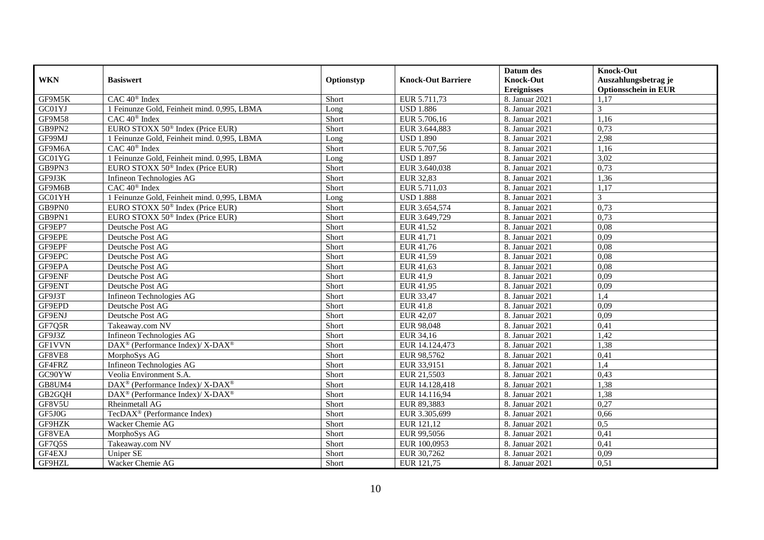| WKN | Basiswert | Optionstyp | Knock-Out Barriere | Datum des Knock-Out Ereignisses | Knock-Out Auszahlungsbetrag je Optionsschein in EUR |
|---|---|---|---|---|---|
| GF9M5K | CAC 40® Index | Short | EUR 5.711,73 | 8. Januar 2021 | 1,17 |
| GC01YJ | 1 Feinunze Gold, Feinheit mind. 0,995, LBMA | Long | USD 1.886 | 8. Januar 2021 | 3 |
| GF9M58 | CAC 40® Index | Short | EUR 5.706,16 | 8. Januar 2021 | 1,16 |
| GB9PN2 | EURO STOXX 50® Index (Price EUR) | Short | EUR 3.644,883 | 8. Januar 2021 | 0,73 |
| GF99MJ | 1 Feinunze Gold, Feinheit mind. 0,995, LBMA | Long | USD 1.890 | 8. Januar 2021 | 2,98 |
| GF9M6A | CAC 40® Index | Short | EUR 5.707,56 | 8. Januar 2021 | 1,16 |
| GC01YG | 1 Feinunze Gold, Feinheit mind. 0,995, LBMA | Long | USD 1.897 | 8. Januar 2021 | 3,02 |
| GB9PN3 | EURO STOXX 50® Index (Price EUR) | Short | EUR 3.640,038 | 8. Januar 2021 | 0,73 |
| GF9J3K | Infineon Technologies AG | Short | EUR 32,83 | 8. Januar 2021 | 1,36 |
| GF9M6B | CAC 40® Index | Short | EUR 5.711,03 | 8. Januar 2021 | 1,17 |
| GC01YH | 1 Feinunze Gold, Feinheit mind. 0,995, LBMA | Long | USD 1.888 | 8. Januar 2021 | 3 |
| GB9PN0 | EURO STOXX 50® Index (Price EUR) | Short | EUR 3.654,574 | 8. Januar 2021 | 0,73 |
| GB9PN1 | EURO STOXX 50® Index (Price EUR) | Short | EUR 3.649,729 | 8. Januar 2021 | 0,73 |
| GF9EP7 | Deutsche Post AG | Short | EUR 41,52 | 8. Januar 2021 | 0,08 |
| GF9EPE | Deutsche Post AG | Short | EUR 41,71 | 8. Januar 2021 | 0,09 |
| GF9EPF | Deutsche Post AG | Short | EUR 41,76 | 8. Januar 2021 | 0,08 |
| GF9EPC | Deutsche Post AG | Short | EUR 41,59 | 8. Januar 2021 | 0,08 |
| GF9EPA | Deutsche Post AG | Short | EUR 41,63 | 8. Januar 2021 | 0,08 |
| GF9ENF | Deutsche Post AG | Short | EUR 41,9 | 8. Januar 2021 | 0,09 |
| GF9ENT | Deutsche Post AG | Short | EUR 41,95 | 8. Januar 2021 | 0,09 |
| GF9J3T | Infineon Technologies AG | Short | EUR 33,47 | 8. Januar 2021 | 1,4 |
| GF9EPD | Deutsche Post AG | Short | EUR 41,8 | 8. Januar 2021 | 0,09 |
| GF9ENJ | Deutsche Post AG | Short | EUR 42,07 | 8. Januar 2021 | 0,09 |
| GF7Q5R | Takeaway.com NV | Short | EUR 98,048 | 8. Januar 2021 | 0,41 |
| GF9J3Z | Infineon Technologies AG | Short | EUR 34,16 | 8. Januar 2021 | 1,42 |
| GF1VVN | DAX® (Performance Index)/ X-DAX® | Short | EUR 14.124,473 | 8. Januar 2021 | 1,38 |
| GF8VE8 | MorphoSys AG | Short | EUR 98,5762 | 8. Januar 2021 | 0,41 |
| GF4FRZ | Infineon Technologies AG | Short | EUR 33,9151 | 8. Januar 2021 | 1,4 |
| GC90YW | Veolia Environment S.A. | Short | EUR 21,5503 | 8. Januar 2021 | 0,43 |
| GB8UM4 | DAX® (Performance Index)/ X-DAX® | Short | EUR 14.128,418 | 8. Januar 2021 | 1,38 |
| GB2GQH | DAX® (Performance Index)/ X-DAX® | Short | EUR 14.116,94 | 8. Januar 2021 | 1,38 |
| GF8V5U | Rheinmetall AG | Short | EUR 89,3883 | 8. Januar 2021 | 0,27 |
| GF5J0G | TecDAX® (Performance Index) | Short | EUR 3.305,699 | 8. Januar 2021 | 0,66 |
| GF9HZK | Wacker Chemie AG | Short | EUR 121,12 | 8. Januar 2021 | 0,5 |
| GF8VEA | MorphoSys AG | Short | EUR 99,5056 | 8. Januar 2021 | 0,41 |
| GF7Q5S | Takeaway.com NV | Short | EUR 100,0953 | 8. Januar 2021 | 0,41 |
| GF4EXJ | Uniper SE | Short | EUR 30,7262 | 8. Januar 2021 | 0,09 |
| GF9HZL | Wacker Chemie AG | Short | EUR 121,75 | 8. Januar 2021 | 0,51 |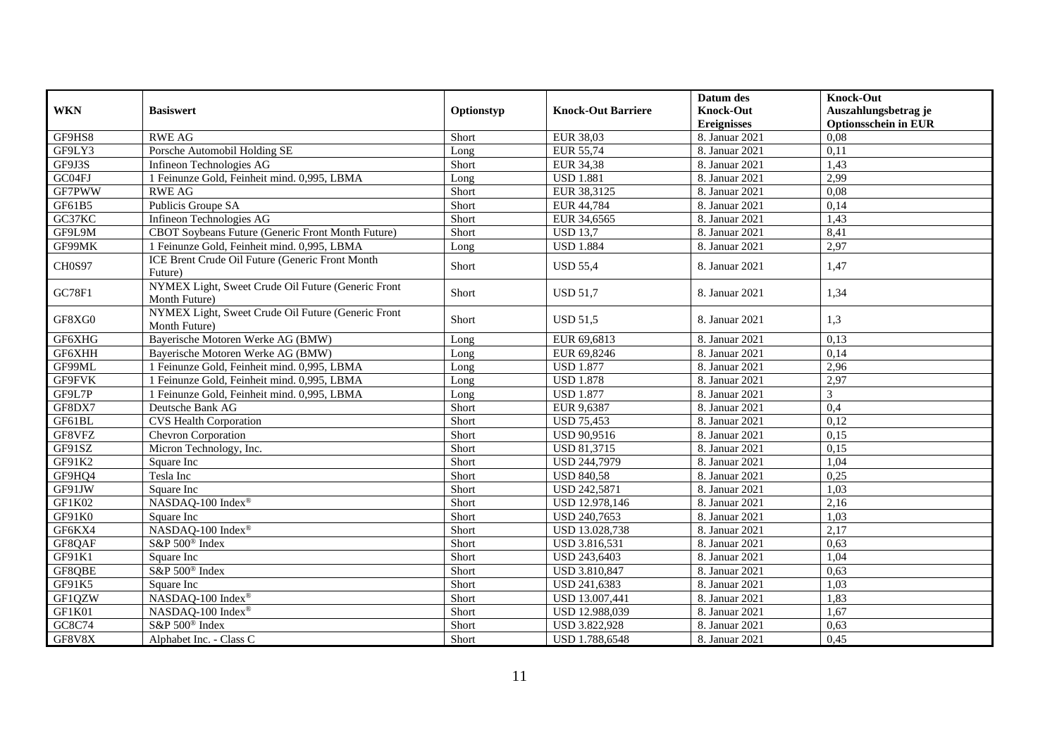| WKN | Basiswert | Optionstyp | Knock-Out Barriere | Datum des Knock-Out Ereignisses | Knock-Out Auszahlungsbetrag je Optionsschein in EUR |
|---|---|---|---|---|---|
| GF9HS8 | RWE AG | Short | EUR 38,03 | 8. Januar 2021 | 0,08 |
| GF9LY3 | Porsche Automobil Holding SE | Long | EUR 55,74 | 8. Januar 2021 | 0,11 |
| GF9J3S | Infineon Technologies AG | Short | EUR 34,38 | 8. Januar 2021 | 1,43 |
| GC04FJ | 1 Feinunze Gold, Feinheit mind. 0,995, LBMA | Long | USD 1.881 | 8. Januar 2021 | 2,99 |
| GF7PWW | RWE AG | Short | EUR 38,3125 | 8. Januar 2021 | 0,08 |
| GF61B5 | Publicis Groupe SA | Short | EUR 44,784 | 8. Januar 2021 | 0,14 |
| GC37KC | Infineon Technologies AG | Short | EUR 34,6565 | 8. Januar 2021 | 1,43 |
| GF9L9M | CBOT Soybeans Future (Generic Front Month Future) | Short | USD 13,7 | 8. Januar 2021 | 8,41 |
| GF99MK | 1 Feinunze Gold, Feinheit mind. 0,995, LBMA | Long | USD 1.884 | 8. Januar 2021 | 2,97 |
| CH0S97 | ICE Brent Crude Oil Future (Generic Front Month Future) | Short | USD 55,4 | 8. Januar 2021 | 1,47 |
| GC78F1 | NYMEX Light, Sweet Crude Oil Future (Generic Front Month Future) | Short | USD 51,7 | 8. Januar 2021 | 1,34 |
| GF8XG0 | NYMEX Light, Sweet Crude Oil Future (Generic Front Month Future) | Short | USD 51,5 | 8. Januar 2021 | 1,3 |
| GF6XHG | Bayerische Motoren Werke AG (BMW) | Long | EUR 69,6813 | 8. Januar 2021 | 0,13 |
| GF6XHH | Bayerische Motoren Werke AG (BMW) | Long | EUR 69,8246 | 8. Januar 2021 | 0,14 |
| GF99ML | 1 Feinunze Gold, Feinheit mind. 0,995, LBMA | Long | USD 1.877 | 8. Januar 2021 | 2,96 |
| GF9FVK | 1 Feinunze Gold, Feinheit mind. 0,995, LBMA | Long | USD 1.878 | 8. Januar 2021 | 2,97 |
| GF9L7P | 1 Feinunze Gold, Feinheit mind. 0,995, LBMA | Long | USD 1.877 | 8. Januar 2021 | 3 |
| GF8DX7 | Deutsche Bank AG | Short | EUR 9,6387 | 8. Januar 2021 | 0,4 |
| GF61BL | CVS Health Corporation | Short | USD 75,453 | 8. Januar 2021 | 0,12 |
| GF8VFZ | Chevron Corporation | Short | USD 90,9516 | 8. Januar 2021 | 0,15 |
| GF91SZ | Micron Technology, Inc. | Short | USD 81,3715 | 8. Januar 2021 | 0,15 |
| GF91K2 | Square Inc | Short | USD 244,7979 | 8. Januar 2021 | 1,04 |
| GF9HQ4 | Tesla Inc | Short | USD 840,58 | 8. Januar 2021 | 0,25 |
| GF91JW | Square Inc | Short | USD 242,5871 | 8. Januar 2021 | 1,03 |
| GF1K02 | NASDAQ-100 Index® | Short | USD 12.978,146 | 8. Januar 2021 | 2,16 |
| GF91K0 | Square Inc | Short | USD 240,7653 | 8. Januar 2021 | 1,03 |
| GF6KX4 | NASDAQ-100 Index® | Short | USD 13.028,738 | 8. Januar 2021 | 2,17 |
| GF8QAF | S&P 500® Index | Short | USD 3.816,531 | 8. Januar 2021 | 0,63 |
| GF91K1 | Square Inc | Short | USD 243,6403 | 8. Januar 2021 | 1,04 |
| GF8QBE | S&P 500® Index | Short | USD 3.810,847 | 8. Januar 2021 | 0,63 |
| GF91K5 | Square Inc | Short | USD 241,6383 | 8. Januar 2021 | 1,03 |
| GF1QZW | NASDAQ-100 Index® | Short | USD 13.007,441 | 8. Januar 2021 | 1,83 |
| GF1K01 | NASDAQ-100 Index® | Short | USD 12.988,039 | 8. Januar 2021 | 1,67 |
| GC8C74 | S&P 500® Index | Short | USD 3.822,928 | 8. Januar 2021 | 0,63 |
| GF8V8X | Alphabet Inc. - Class C | Short | USD 1.788,6548 | 8. Januar 2021 | 0,45 |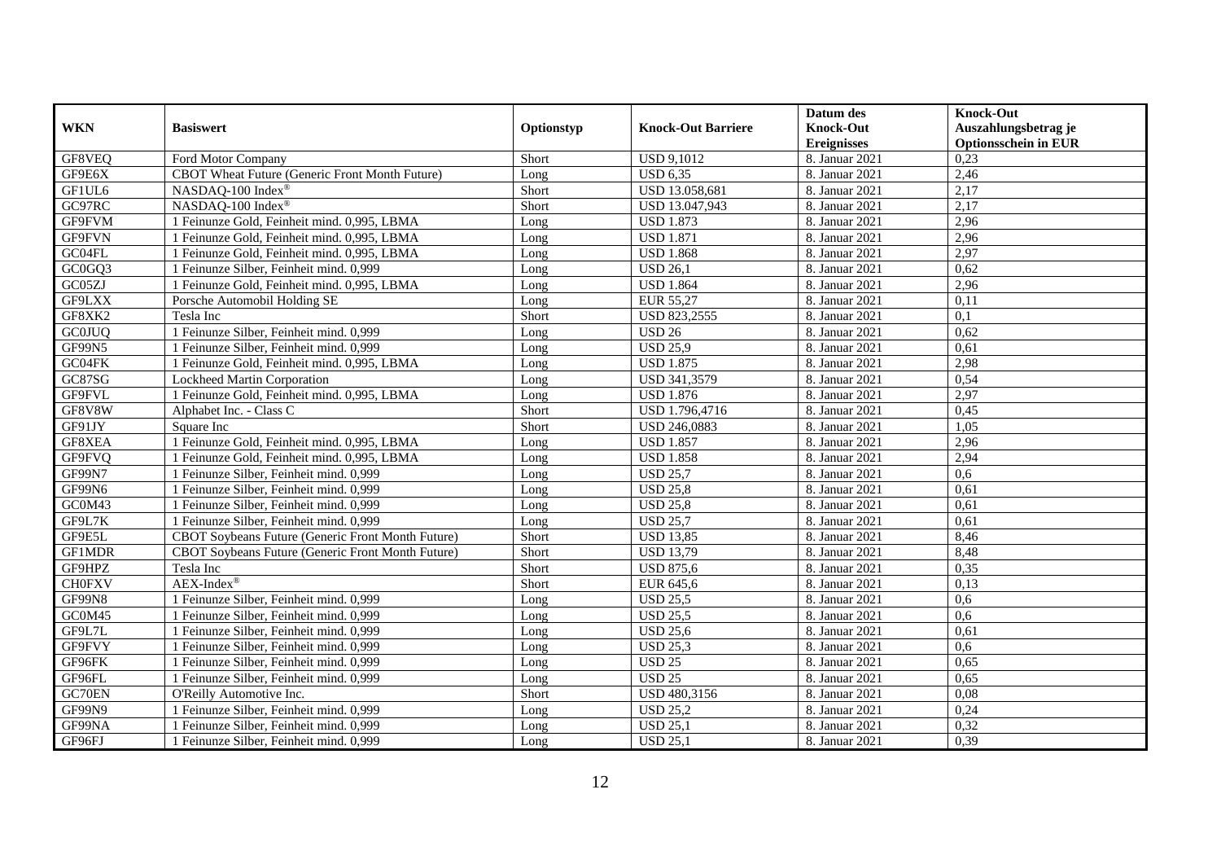| WKN | Basiswert | Optionstyp | Knock-Out Barriere | Datum des Knock-Out Ereignisses | Knock-Out Auszahlungsbetrag je Optionsschein in EUR |
|---|---|---|---|---|---|
| GF8VEQ | Ford Motor Company | Short | USD 9,1012 | 8. Januar 2021 | 0,23 |
| GF9E6X | CBOT Wheat Future (Generic Front Month Future) | Long | USD 6,35 | 8. Januar 2021 | 2,46 |
| GF1UL6 | NASDAQ-100 Index® | Short | USD 13.058,681 | 8. Januar 2021 | 2,17 |
| GC97RC | NASDAQ-100 Index® | Short | USD 13.047,943 | 8. Januar 2021 | 2,17 |
| GF9FVM | 1 Feinunze Gold, Feinheit mind. 0,995, LBMA | Long | USD 1.873 | 8. Januar 2021 | 2,96 |
| GF9FVN | 1 Feinunze Gold, Feinheit mind. 0,995, LBMA | Long | USD 1.871 | 8. Januar 2021 | 2,96 |
| GC04FL | 1 Feinunze Gold, Feinheit mind. 0,995, LBMA | Long | USD 1.868 | 8. Januar 2021 | 2,97 |
| GC0GQ3 | 1 Feinunze Silber, Feinheit mind. 0,999 | Long | USD 26,1 | 8. Januar 2021 | 0,62 |
| GC05ZJ | 1 Feinunze Gold, Feinheit mind. 0,995, LBMA | Long | USD 1.864 | 8. Januar 2021 | 2,96 |
| GF9LXX | Porsche Automobil Holding SE | Long | EUR 55,27 | 8. Januar 2021 | 0,11 |
| GF8XK2 | Tesla Inc | Short | USD 823,2555 | 8. Januar 2021 | 0,1 |
| GC0JUQ | 1 Feinunze Silber, Feinheit mind. 0,999 | Long | USD 26 | 8. Januar 2021 | 0,62 |
| GF99N5 | 1 Feinunze Silber, Feinheit mind. 0,999 | Long | USD 25,9 | 8. Januar 2021 | 0,61 |
| GC04FK | 1 Feinunze Gold, Feinheit mind. 0,995, LBMA | Long | USD 1.875 | 8. Januar 2021 | 2,98 |
| GC87SG | Lockheed Martin Corporation | Long | USD 341,3579 | 8. Januar 2021 | 0,54 |
| GF9FVL | 1 Feinunze Gold, Feinheit mind. 0,995, LBMA | Long | USD 1.876 | 8. Januar 2021 | 2,97 |
| GF8V8W | Alphabet Inc. - Class C | Short | USD 1.796,4716 | 8. Januar 2021 | 0,45 |
| GF91JY | Square Inc | Short | USD 246,0883 | 8. Januar 2021 | 1,05 |
| GF8XEA | 1 Feinunze Gold, Feinheit mind. 0,995, LBMA | Long | USD 1.857 | 8. Januar 2021 | 2,96 |
| GF9FVQ | 1 Feinunze Gold, Feinheit mind. 0,995, LBMA | Long | USD 1.858 | 8. Januar 2021 | 2,94 |
| GF99N7 | 1 Feinunze Silber, Feinheit mind. 0,999 | Long | USD 25,7 | 8. Januar 2021 | 0,6 |
| GF99N6 | 1 Feinunze Silber, Feinheit mind. 0,999 | Long | USD 25,8 | 8. Januar 2021 | 0,61 |
| GC0M43 | 1 Feinunze Silber, Feinheit mind. 0,999 | Long | USD 25,8 | 8. Januar 2021 | 0,61 |
| GF9L7K | 1 Feinunze Silber, Feinheit mind. 0,999 | Long | USD 25,7 | 8. Januar 2021 | 0,61 |
| GF9E5L | CBOT Soybeans Future (Generic Front Month Future) | Short | USD 13,85 | 8. Januar 2021 | 8,46 |
| GF1MDR | CBOT Soybeans Future (Generic Front Month Future) | Short | USD 13,79 | 8. Januar 2021 | 8,48 |
| GF9HPZ | Tesla Inc | Short | USD 875,6 | 8. Januar 2021 | 0,35 |
| CH0FXV | AEX-Index® | Short | EUR 645,6 | 8. Januar 2021 | 0,13 |
| GF99N8 | 1 Feinunze Silber, Feinheit mind. 0,999 | Long | USD 25,5 | 8. Januar 2021 | 0,6 |
| GC0M45 | 1 Feinunze Silber, Feinheit mind. 0,999 | Long | USD 25,5 | 8. Januar 2021 | 0,6 |
| GF9L7L | 1 Feinunze Silber, Feinheit mind. 0,999 | Long | USD 25,6 | 8. Januar 2021 | 0,61 |
| GF9FVY | 1 Feinunze Silber, Feinheit mind. 0,999 | Long | USD 25,3 | 8. Januar 2021 | 0,6 |
| GF96FK | 1 Feinunze Silber, Feinheit mind. 0,999 | Long | USD 25 | 8. Januar 2021 | 0,65 |
| GF96FL | 1 Feinunze Silber, Feinheit mind. 0,999 | Long | USD 25 | 8. Januar 2021 | 0,65 |
| GC70EN | O'Reilly Automotive Inc. | Short | USD 480,3156 | 8. Januar 2021 | 0,08 |
| GF99N9 | 1 Feinunze Silber, Feinheit mind. 0,999 | Long | USD 25,2 | 8. Januar 2021 | 0,24 |
| GF99NA | 1 Feinunze Silber, Feinheit mind. 0,999 | Long | USD 25,1 | 8. Januar 2021 | 0,32 |
| GF96FJ | 1 Feinunze Silber, Feinheit mind. 0,999 | Long | USD 25,1 | 8. Januar 2021 | 0,39 |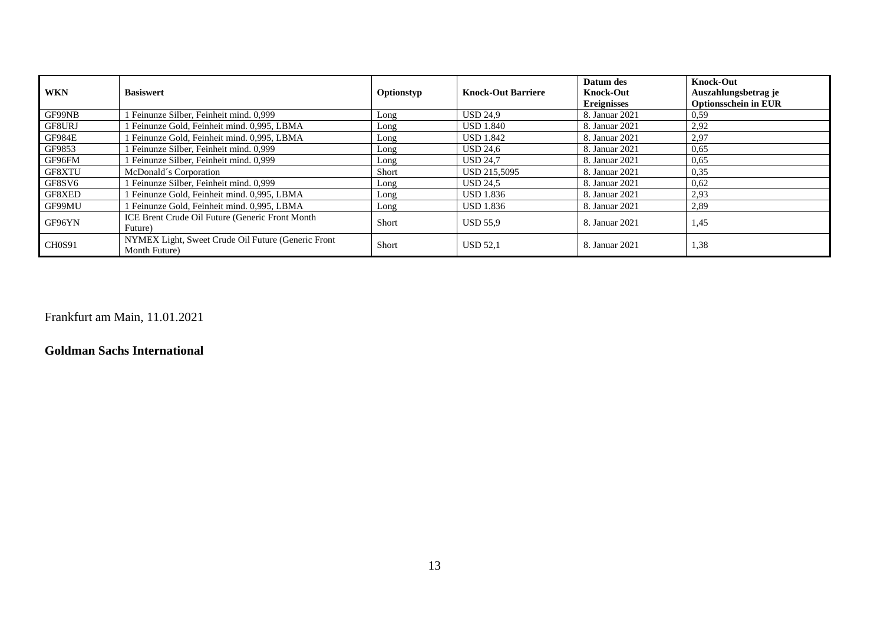| WKN | Basiswert | Optionstyp | Knock-Out Barriere | Datum des Knock-Out Ereignisses | Knock-Out Auszahlungsbetrag je Optionsschein in EUR |
|---|---|---|---|---|---|
| GF99NB | 1 Feinunze Silber, Feinheit mind. 0,999 | Long | USD 24,9 | 8. Januar 2021 | 0,59 |
| GF8URJ | 1 Feinunze Gold, Feinheit mind. 0,995, LBMA | Long | USD 1.840 | 8. Januar 2021 | 2,92 |
| GF984E | 1 Feinunze Gold, Feinheit mind. 0,995, LBMA | Long | USD 1.842 | 8. Januar 2021 | 2,97 |
| GF9853 | 1 Feinunze Silber, Feinheit mind. 0,999 | Long | USD 24,6 | 8. Januar 2021 | 0,65 |
| GF96FM | 1 Feinunze Silber, Feinheit mind. 0,999 | Long | USD 24,7 | 8. Januar 2021 | 0,65 |
| GF8XTU | McDonald´s Corporation | Short | USD 215,5095 | 8. Januar 2021 | 0,35 |
| GF8SV6 | 1 Feinunze Silber, Feinheit mind. 0,999 | Long | USD 24,5 | 8. Januar 2021 | 0,62 |
| GF8XED | 1 Feinunze Gold, Feinheit mind. 0,995, LBMA | Long | USD 1.836 | 8. Januar 2021 | 2,93 |
| GF99MU | 1 Feinunze Gold, Feinheit mind. 0,995, LBMA | Long | USD 1.836 | 8. Januar 2021 | 2,89 |
| GF96YN | ICE Brent Crude Oil Future (Generic Front Month Future) | Short | USD 55,9 | 8. Januar 2021 | 1,45 |
| CH0S91 | NYMEX Light, Sweet Crude Oil Future (Generic Front Month Future) | Short | USD 52,1 | 8. Januar 2021 | 1,38 |

Frankfurt am Main, 11.01.2021

**Goldman Sachs International**